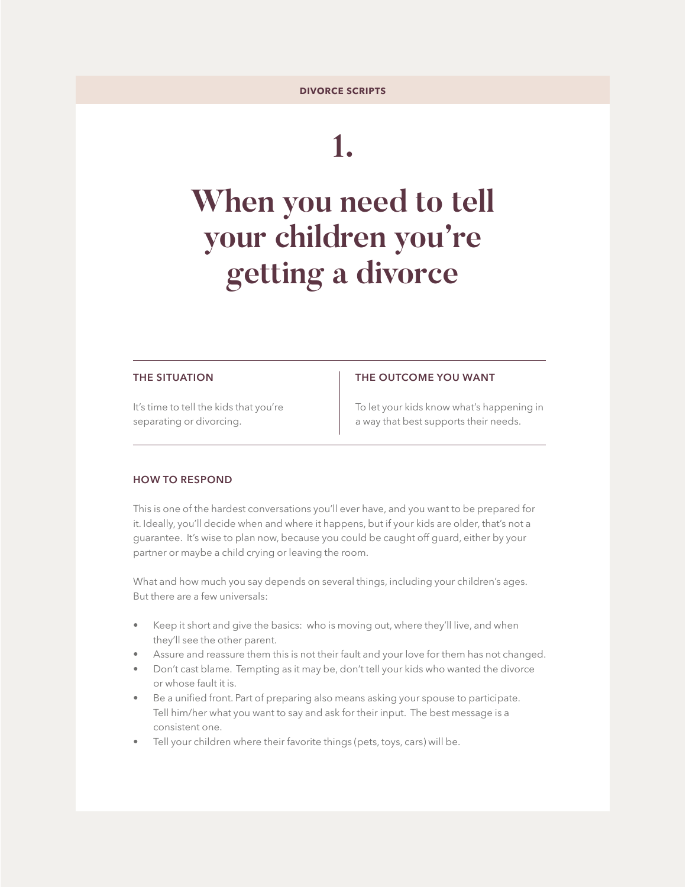DIVORCE SCRIPTS

# 1.

# When you need to tell your children you're getting a divorce

**THE SITUATION**

It's time to tell the kids that you're separating or divorcing.

**THE OUTCOME YOU WANT**

To let your kids know what's happening in a way that best supports their needs.

## HOW TO RESPOND

This is one of the hardest conversations you'll ever have, and you want to be prepared for it. Ideally, you'll decide when and where it happens, but if your kids are older, that's not a guarantee. It's wise to plan now, because you could be caught off guard, either by your partner or maybe a child crying or leaving the room.

What and how much you say depends on several things, including your children's ages. But there are a few universals:

- Keep it short and give the basics: who is moving out, where they'll live, and when they'll see the other parent.
- Assure and reassure them this is not their fault and your love for them has not changed.
- Don't cast blame. Tempting as it may be, don't tell your kids who wanted the divorce or whose fault it is.
- Be a unified front. Part of preparing also means asking your spouse to participate. Tell him/her what you want to say and ask for their input. The best message is a consistent one.
- Tell your children where their favorite things (pets, toys, cars) will be.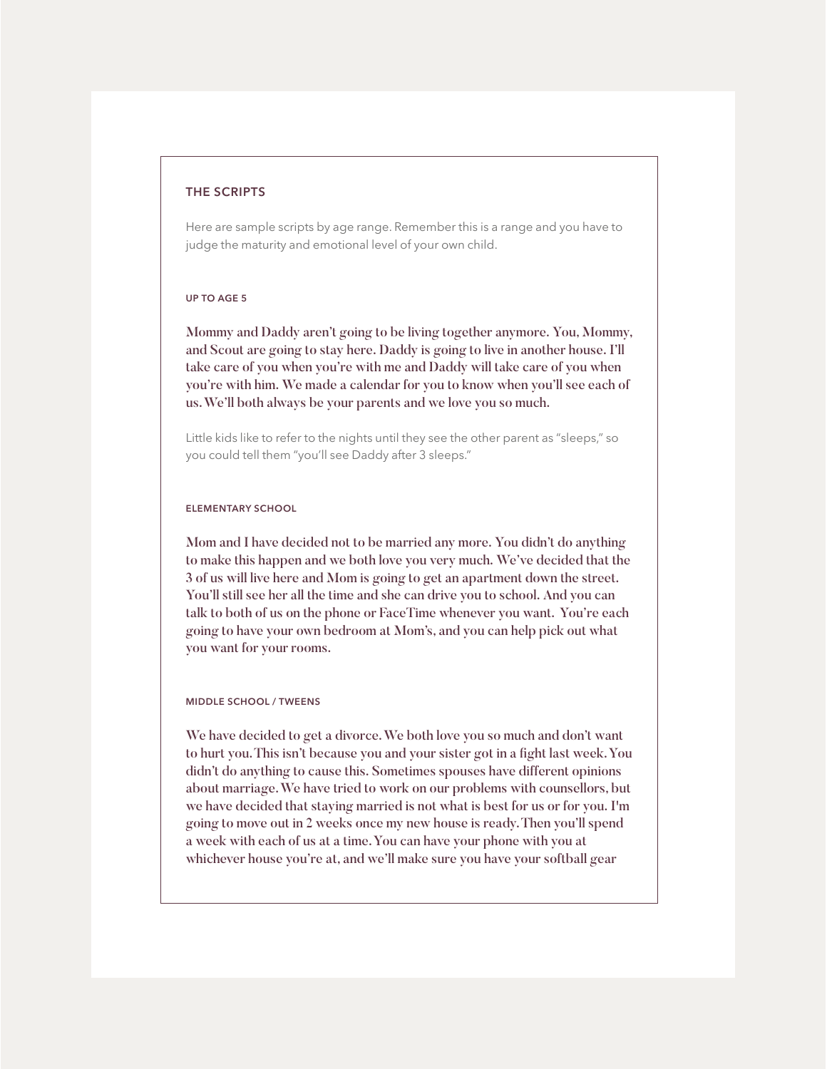## THE SCRIPTS

Here are sample scripts by age range. Remember this is a range and you have to judge the maturity and emotional level of your own child.

### UP TO AGE 5

**Mommy and Daddy aren't going to be living together anymore. You, Mommy, and Scout are going to stay here. Daddy is going to live in another house. I'll take care of you when you're with me and Daddy will take care of you when you're with him. We made a calendar for you to know when you'll see each of us. We'll both always be your parents and we love you so much.**

Little kids like to refer to the nights until they see the other parent as "sleeps," so you could tell them "you'll see Daddy after 3 sleeps."

### ELEMENTARY SCHOOL

**Mom and I have decided not to be married any more. You didn't do anything to make this happen and we both love you very much. We've decided that the 3 of us will live here and Mom is going to get an apartment down the street. You'll still see her all the time and she can drive you to school. And you can talk to both of us on the phone or FaceTime whenever you want. You're each going to have your own bedroom at Mom's, and you can help pick out what you want for your rooms.**

### MIDDLE SCHOOL / TWEENS

**We have decided to get a divorce. We both love you so much and don't want to hurt you. This isn't because you and your sister got in a fight last week. You didn't do anything to cause this. Sometimes spouses have different opinions about marriage. We have tried to work on our problems with counsellors, but we have decided that staying married is not what is best for us or for you. I'm going to move out in 2 weeks once my new house is ready. Then you'll spend a week with each of us at a time. You can have your phone with you at whichever house you're at, and we'll make sure you have your softball gear**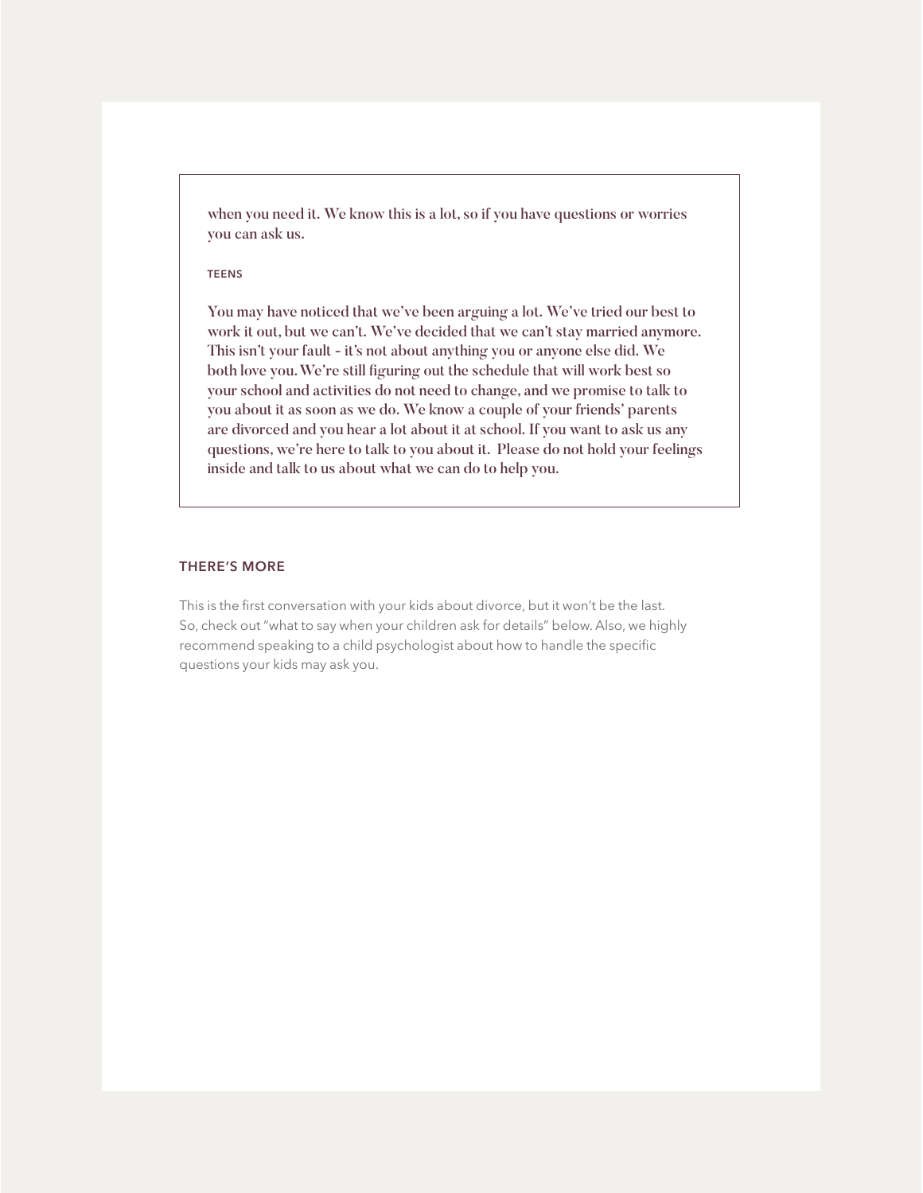when you need it. We know this is a lot, so if you have questions or worries you can ask us.

TEENS

You may have noticed that we've been arguing a lot. We've tried our best to work it out, but we can't. We've decided that we can't stay married anymore. This isn't your fault - it's not about anything you or anyone else did. We both love you. We're still figuring out the schedule that will work best so your school and activities do not need to change, and we promise to talk to you about it as soon as we do. We know a couple of your friends' parents are divorced and you hear a lot about it at school. If you want to ask us any questions, we're here to talk to you about it. Please do not hold your feelings inside and talk to us about what we can do to help you.

## THERE'S MORE

This is the first conversation with your kids about divorce, but it won't be the last. So, check out "what to say when your children ask for details" below. Also, we highly recommend speaking to a child psychologist about how to handle the specific questions your kids may ask you.